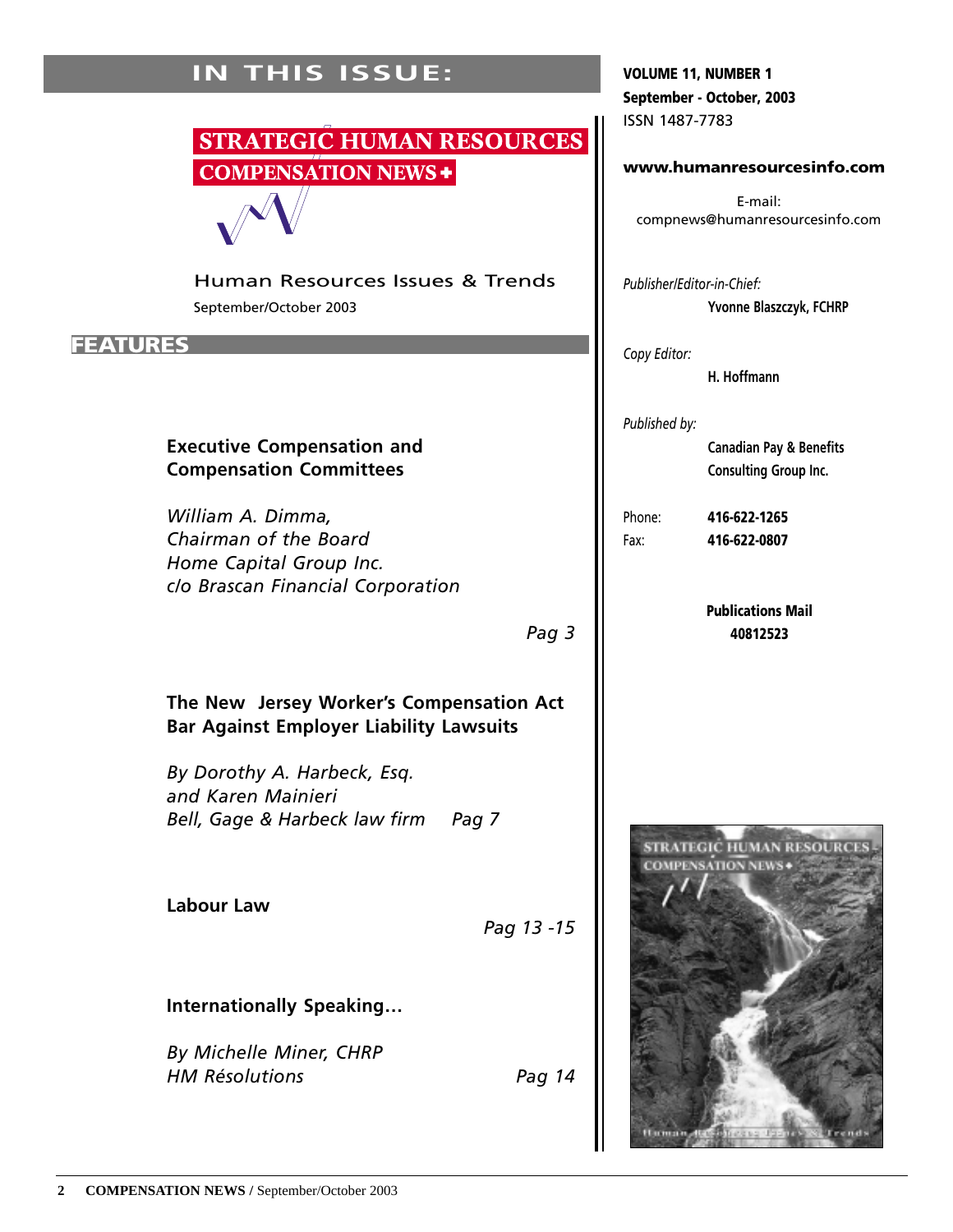# IN THIS ISSUE:

**STRATEGIC HUMAN RESOURCES**
**COMPENSATION NEWS +**

Human Resources Issues & Trends

September/October 2003

## FEATURES

**Executive Compensation and Compensation Committees**

*William A. Dimma,*
*Chairman of the Board*
*Home Capital Group Inc.*
*c/o Brascan Financial Corporation*

*Pag 3*

**The New Jersey Worker's Compensation Act Bar Against Employer Liability Lawsuits**

*By Dorothy A. Harbeck, Esq.*
*and Karen Mainieri*
*Bell, Gage & Harbeck law firm* *Pag 7*

**Labour Law**

*Pag 13 -15*

**Internationally Speaking...**

*By Michelle Miner, CHRP*
*HM Résolutions* *Pag 14*

**VOLUME 11, NUMBER 1**
**September - October, 2003**
ISSN 1487-7783

**www.humanresourcesinfo.com**

E-mail:
compnews@humanresourcesinfo.com

*Publisher/Editor-in-Chief:*
**Yvonne Blaszczyk, FCHRP**

*Copy Editor:*
**H. Hoffmann**

*Published by:*
**Canadian Pay & Benefits Consulting Group Inc.**

Phone: **416-622-1265**
Fax: **416-622-0807**

**Publications Mail**
**40812523**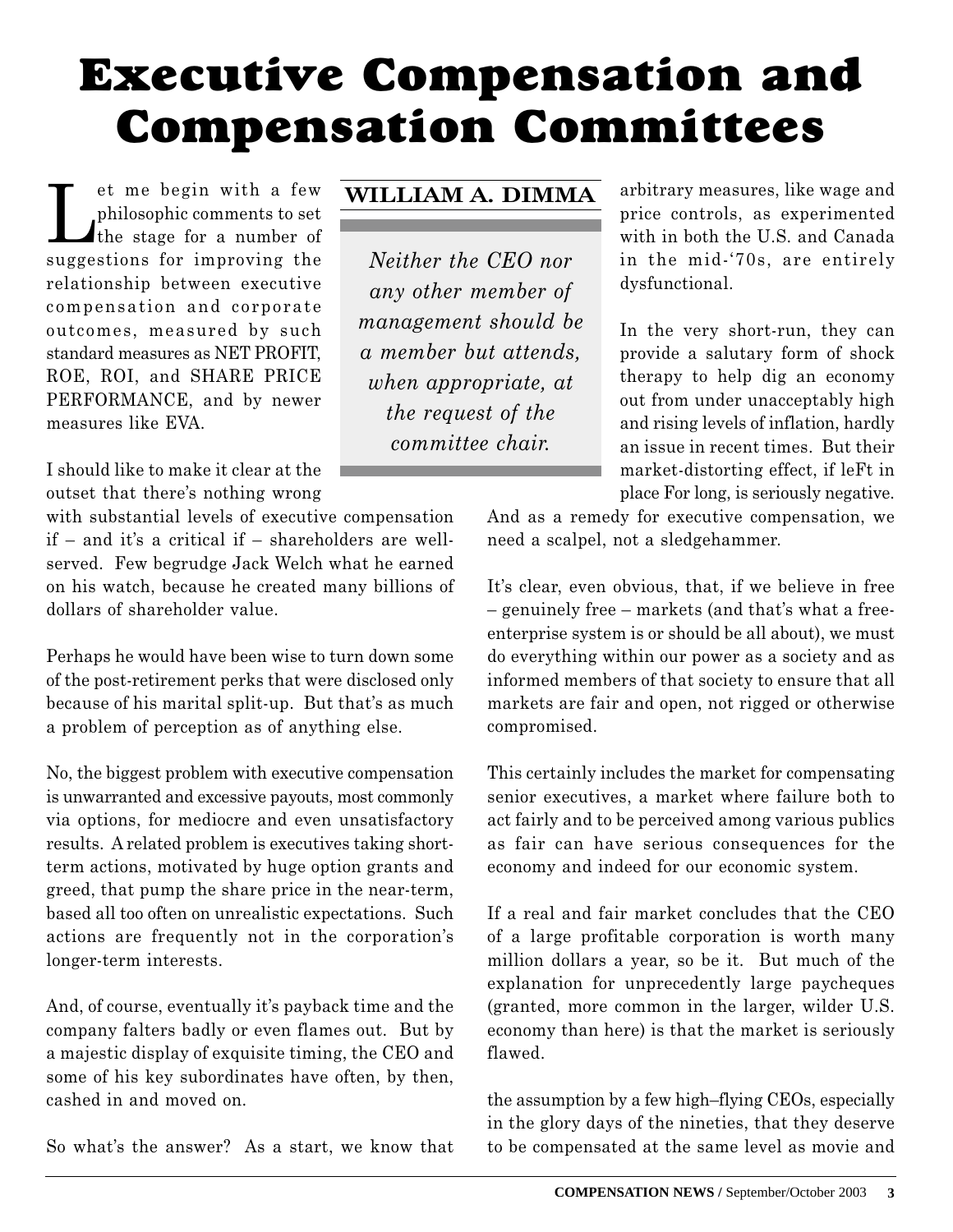# Executive Compensation and Compensation Committees

**WILLIAM A. DIMMA**

Let me begin with a few philosophic comments to set the stage for a number of suggestions for improving the relationship between executive compensation and corporate outcomes, measured by such standard measures as NET PROFIT, ROE, ROI, and SHARE PRICE PERFORMANCE, and by newer measures like EVA.

I should like to make it clear at the outset that there's nothing wrong with substantial levels of executive compensation if – and it's a critical if – shareholders are well-served. Few begrudge Jack Welch what he earned on his watch, because he created many billions of dollars of shareholder value.

Perhaps he would have been wise to turn down some of the post-retirement perks that were disclosed only because of his marital split-up. But that's as much a problem of perception as of anything else.

No, the biggest problem with executive compensation is unwarranted and excessive payouts, most commonly via options, for mediocre and even unsatisfactory results. A related problem is executives taking short-term actions, motivated by huge option grants and greed, that pump the share price in the near-term, based all too often on unrealistic expectations. Such actions are frequently not in the corporation's longer-term interests.

And, of course, eventually it's payback time and the company falters badly or even flames out. But by a majestic display of exquisite timing, the CEO and some of his key subordinates have often, by then, cashed in and moved on.

So what's the answer? As a start, we know that arbitrary measures, like wage and price controls, as experimented with in both the U.S. and Canada in the mid-'70s, are entirely dysfunctional.

*Neither the CEO nor any other member of management should be a member but attends, when appropriate, at the request of the committee chair.*

In the very short-run, they can provide a salutary form of shock therapy to help dig an economy out from under unacceptably high and rising levels of inflation, hardly an issue in recent times. But their market-distorting effect, if leFt in place For long, is seriously negative. And as a remedy for executive compensation, we need a scalpel, not a sledgehammer.

It's clear, even obvious, that, if we believe in free – genuinely free – markets (and that's what a free-enterprise system is or should be all about), we must do everything within our power as a society and as informed members of that society to ensure that all markets are fair and open, not rigged or otherwise compromised.

This certainly includes the market for compensating senior executives, a market where failure both to act fairly and to be perceived among various publics as fair can have serious consequences for the economy and indeed for our economic system.

If a real and fair market concludes that the CEO of a large profitable corporation is worth many million dollars a year, so be it. But much of the explanation for unprecedently large paycheques (granted, more common in the larger, wilder U.S. economy than here) is that the market is seriously flawed.

the assumption by a few high–flying CEOs, especially in the glory days of the nineties, that they deserve to be compensated at the same level as movie and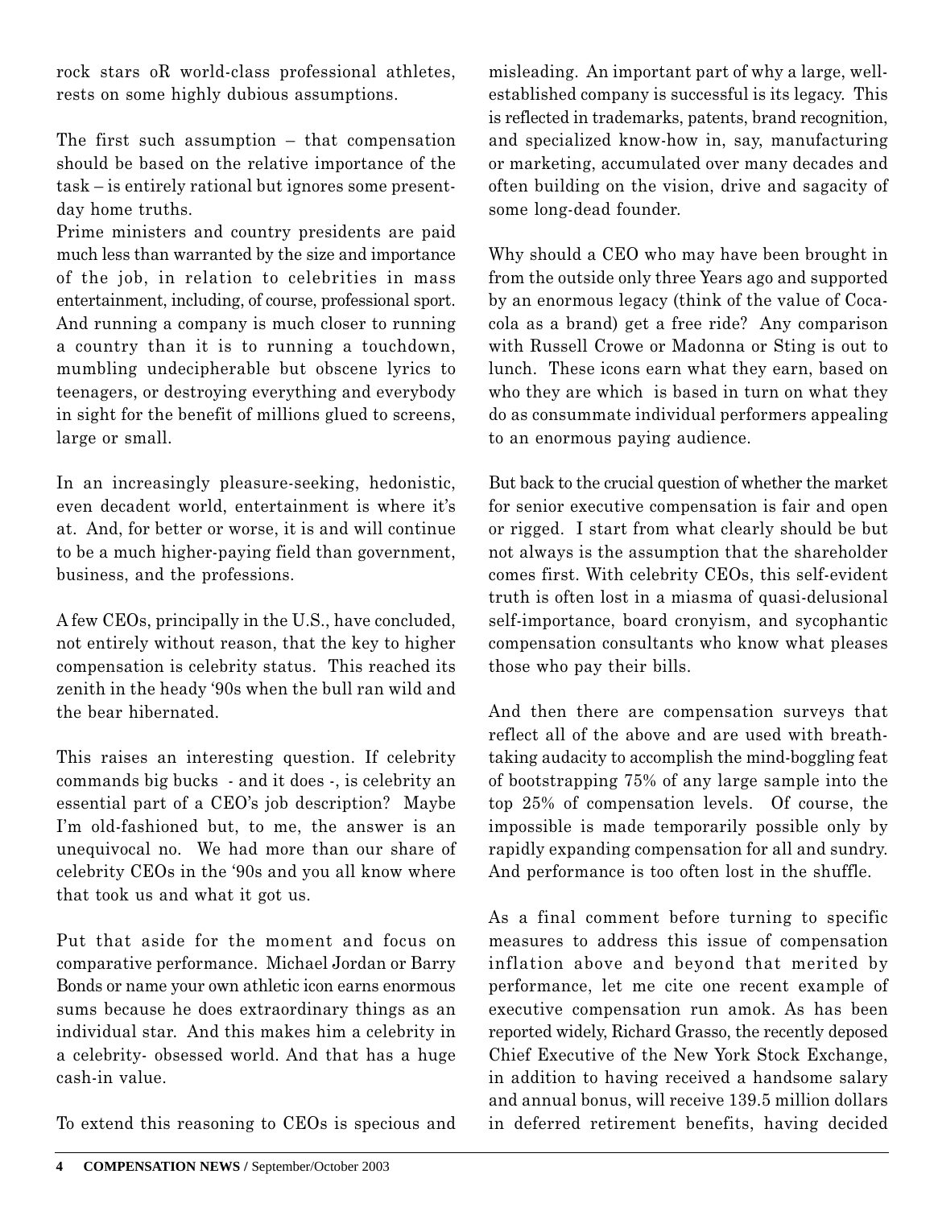rock stars oR world-class professional athletes, rests on some highly dubious assumptions.

The first such assumption – that compensation should be based on the relative importance of the task – is entirely rational but ignores some present-day home truths.

Prime ministers and country presidents are paid much less than warranted by the size and importance of the job, in relation to celebrities in mass entertainment, including, of course, professional sport. And running a company is much closer to running a country than it is to running a touchdown, mumbling undecipherable but obscene lyrics to teenagers, or destroying everything and everybody in sight for the benefit of millions glued to screens, large or small.

In an increasingly pleasure-seeking, hedonistic, even decadent world, entertainment is where it's at. And, for better or worse, it is and will continue to be a much higher-paying field than government, business, and the professions.

A few CEOs, principally in the U.S., have concluded, not entirely without reason, that the key to higher compensation is celebrity status. This reached its zenith in the heady '90s when the bull ran wild and the bear hibernated.

This raises an interesting question. If celebrity commands big bucks - and it does -, is celebrity an essential part of a CEO's job description? Maybe I'm old-fashioned but, to me, the answer is an unequivocal no. We had more than our share of celebrity CEOs in the '90s and you all know where that took us and what it got us.

Put that aside for the moment and focus on comparative performance. Michael Jordan or Barry Bonds or name your own athletic icon earns enormous sums because he does extraordinary things as an individual star. And this makes him a celebrity in a celebrity- obsessed world. And that has a huge cash-in value.

To extend this reasoning to CEOs is specious and misleading. An important part of why a large, well-established company is successful is its legacy. This is reflected in trademarks, patents, brand recognition, and specialized know-how in, say, manufacturing or marketing, accumulated over many decades and often building on the vision, drive and sagacity of some long-dead founder.

Why should a CEO who may have been brought in from the outside only three Years ago and supported by an enormous legacy (think of the value of Coca-cola as a brand) get a free ride? Any comparison with Russell Crowe or Madonna or Sting is out to lunch. These icons earn what they earn, based on who they are which is based in turn on what they do as consummate individual performers appealing to an enormous paying audience.

But back to the crucial question of whether the market for senior executive compensation is fair and open or rigged. I start from what clearly should be but not always is the assumption that the shareholder comes first. With celebrity CEOs, this self-evident truth is often lost in a miasma of quasi-delusional self-importance, board cronyism, and sycophantic compensation consultants who know what pleases those who pay their bills.

And then there are compensation surveys that reflect all of the above and are used with breath-taking audacity to accomplish the mind-boggling feat of bootstrapping 75% of any large sample into the top 25% of compensation levels. Of course, the impossible is made temporarily possible only by rapidly expanding compensation for all and sundry. And performance is too often lost in the shuffle.

As a final comment before turning to specific measures to address this issue of compensation inflation above and beyond that merited by performance, let me cite one recent example of executive compensation run amok. As has been reported widely, Richard Grasso, the recently deposed Chief Executive of the New York Stock Exchange, in addition to having received a handsome salary and annual bonus, will receive 139.5 million dollars in deferred retirement benefits, having decided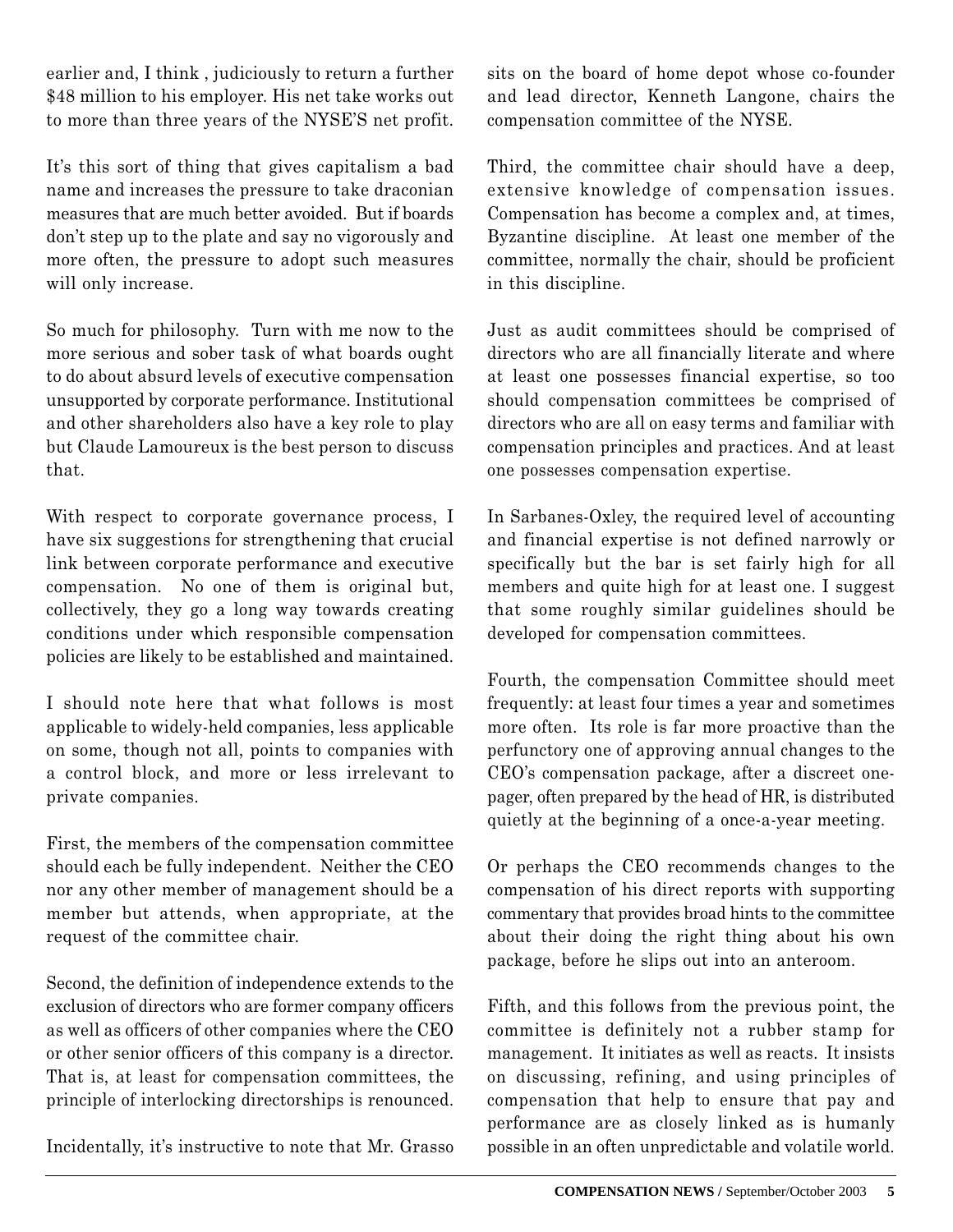earlier and, I think , judiciously to return a further $48 million to his employer. His net take works out to more than three years of the NYSE'S net profit.

It's this sort of thing that gives capitalism a bad name and increases the pressure to take draconian measures that are much better avoided. But if boards don't step up to the plate and say no vigorously and more often, the pressure to adopt such measures will only increase.

So much for philosophy. Turn with me now to the more serious and sober task of what boards ought to do about absurd levels of executive compensation unsupported by corporate performance. Institutional and other shareholders also have a key role to play but Claude Lamoureux is the best person to discuss that.

With respect to corporate governance process, I have six suggestions for strengthening that crucial link between corporate performance and executive compensation. No one of them is original but, collectively, they go a long way towards creating conditions under which responsible compensation policies are likely to be established and maintained.

I should note here that what follows is most applicable to widely-held companies, less applicable on some, though not all, points to companies with a control block, and more or less irrelevant to private companies.

First, the members of the compensation committee should each be fully independent. Neither the CEO nor any other member of management should be a member but attends, when appropriate, at the request of the committee chair.

Second, the definition of independence extends to the exclusion of directors who are former company officers as well as officers of other companies where the CEO or other senior officers of this company is a director. That is, at least for compensation committees, the principle of interlocking directorships is renounced.

Incidentally, it's instructive to note that Mr. Grasso sits on the board of home depot whose co-founder and lead director, Kenneth Langone, chairs the compensation committee of the NYSE.

Third, the committee chair should have a deep, extensive knowledge of compensation issues. Compensation has become a complex and, at times, Byzantine discipline. At least one member of the committee, normally the chair, should be proficient in this discipline.

Just as audit committees should be comprised of directors who are all financially literate and where at least one possesses financial expertise, so too should compensation committees be comprised of directors who are all on easy terms and familiar with compensation principles and practices. And at least one possesses compensation expertise.

In Sarbanes-Oxley, the required level of accounting and financial expertise is not defined narrowly or specifically but the bar is set fairly high for all members and quite high for at least one. I suggest that some roughly similar guidelines should be developed for compensation committees.

Fourth, the compensation Committee should meet frequently: at least four times a year and sometimes more often. Its role is far more proactive than the perfunctory one of approving annual changes to the CEO's compensation package, after a discreet one-pager, often prepared by the head of HR, is distributed quietly at the beginning of a once-a-year meeting.

Or perhaps the CEO recommends changes to the compensation of his direct reports with supporting commentary that provides broad hints to the committee about their doing the right thing about his own package, before he slips out into an anteroom.

Fifth, and this follows from the previous point, the committee is definitely not a rubber stamp for management. It initiates as well as reacts. It insists on discussing, refining, and using principles of compensation that help to ensure that pay and performance are as closely linked as is humanly possible in an often unpredictable and volatile world.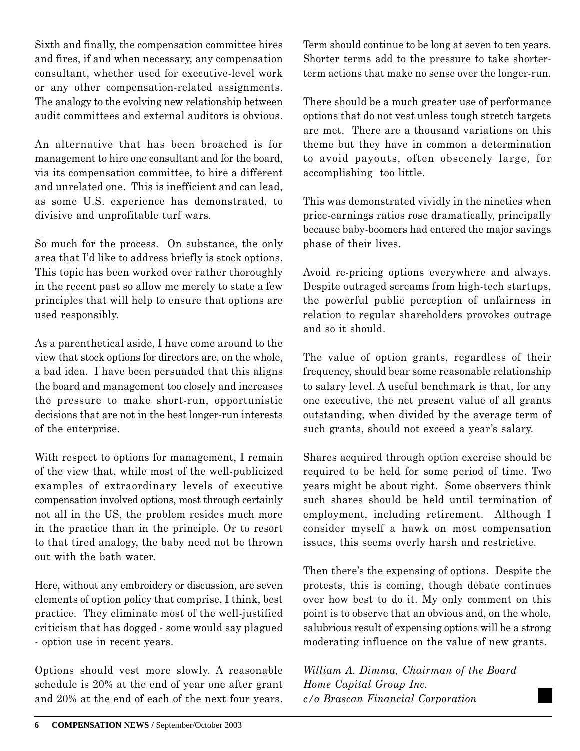Sixth and finally, the compensation committee hires and fires, if and when necessary, any compensation consultant, whether used for executive-level work or any other compensation-related assignments. The analogy to the evolving new relationship between audit committees and external auditors is obvious.

An alternative that has been broached is for management to hire one consultant and for the board, via its compensation committee, to hire a different and unrelated one. This is inefficient and can lead, as some U.S. experience has demonstrated, to divisive and unprofitable turf wars.

So much for the process. On substance, the only area that I'd like to address briefly is stock options. This topic has been worked over rather thoroughly in the recent past so allow me merely to state a few principles that will help to ensure that options are used responsibly.

As a parenthetical aside, I have come around to the view that stock options for directors are, on the whole, a bad idea. I have been persuaded that this aligns the board and management too closely and increases the pressure to make short-run, opportunistic decisions that are not in the best longer-run interests of the enterprise.

With respect to options for management, I remain of the view that, while most of the well-publicized examples of extraordinary levels of executive compensation involved options, most through certainly not all in the US, the problem resides much more in the practice than in the principle. Or to resort to that tired analogy, the baby need not be thrown out with the bath water.

Here, without any embroidery or discussion, are seven elements of option policy that comprise, I think, best practice. They eliminate most of the well-justified criticism that has dogged - some would say plagued - option use in recent years.

Options should vest more slowly. A reasonable schedule is 20% at the end of year one after grant and 20% at the end of each of the next four years.

Term should continue to be long at seven to ten years. Shorter terms add to the pressure to take shorter-term actions that make no sense over the longer-run.

There should be a much greater use of performance options that do not vest unless tough stretch targets are met. There are a thousand variations on this theme but they have in common a determination to avoid payouts, often obscenely large, for accomplishing too little.

This was demonstrated vividly in the nineties when price-earnings ratios rose dramatically, principally because baby-boomers had entered the major savings phase of their lives.

Avoid re-pricing options everywhere and always. Despite outraged screams from high-tech startups, the powerful public perception of unfairness in relation to regular shareholders provokes outrage and so it should.

The value of option grants, regardless of their frequency, should bear some reasonable relationship to salary level. A useful benchmark is that, for any one executive, the net present value of all grants outstanding, when divided by the average term of such grants, should not exceed a year's salary.

Shares acquired through option exercise should be required to be held for some period of time. Two years might be about right. Some observers think such shares should be held until termination of employment, including retirement. Although I consider myself a hawk on most compensation issues, this seems overly harsh and restrictive.

Then there's the expensing of options. Despite the protests, this is coming, though debate continues over how best to do it. My only comment on this point is to observe that an obvious and, on the whole, salubrious result of expensing options will be a strong moderating influence on the value of new grants.

*William A. Dimma, Chairman of the Board*
*Home Capital Group Inc.*
*c/o Brascan Financial Corporation*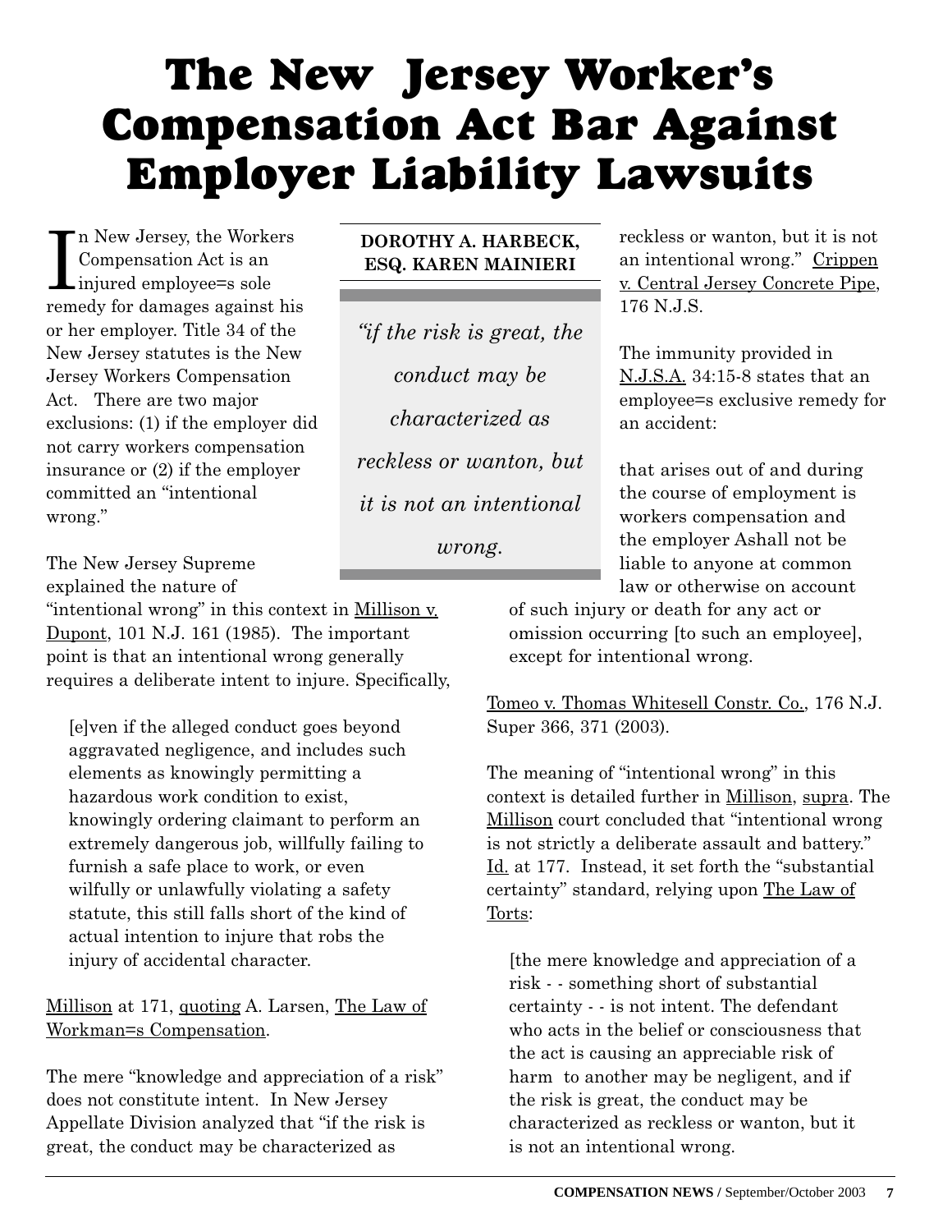# The New Jersey Worker's Compensation Act Bar Against Employer Liability Lawsuits

**DOROTHY A. HARBECK, ESQ. KAREN MAINIERI**

In New Jersey, the Workers Compensation Act is an injured employee=s sole remedy for damages against his or her employer. Title 34 of the New Jersey statutes is the New Jersey Workers Compensation Act. There are two major exclusions: (1) if the employer did not carry workers compensation insurance or (2) if the employer committed an "intentional wrong."

The New Jersey Supreme explained the nature of "intentional wrong" in this context in Millison v. Dupont, 101 N.J. 161 (1985). The important point is that an intentional wrong generally requires a deliberate intent to injure. Specifically,

> [e]ven if the alleged conduct goes beyond aggravated negligence, and includes such elements as knowingly permitting a hazardous work condition to exist, knowingly ordering claimant to perform an extremely dangerous job, willfully failing to furnish a safe place to work, or even wilfully or unlawfully violating a safety statute, this still falls short of the kind of actual intention to injure that robs the injury of accidental character.

Millison at 171, quoting A. Larsen, The Law of Workman=s Compensation.

The mere "knowledge and appreciation of a risk" does not constitute intent. In New Jersey Appellate Division analyzed that "if the risk is great, the conduct may be characterized as reckless or wanton, but it is not an intentional wrong." Crippen v. Central Jersey Concrete Pipe, 176 N.J.S.

*"if the risk is great, the conduct may be characterized as reckless or wanton, but it is not an intentional wrong.*

The immunity provided in N.J.S.A. 34:15-8 states that an employee=s exclusive remedy for an accident:

> that arises out of and during the course of employment is workers compensation and the employer Ashall not be liable to anyone at common law or otherwise on account of such injury or death for any act or omission occurring [to such an employee], except for intentional wrong.

Tomeo v. Thomas Whitesell Constr. Co., 176 N.J. Super 366, 371 (2003).

The meaning of "intentional wrong" in this context is detailed further in Millison, supra. The Millison court concluded that "intentional wrong is not strictly a deliberate assault and battery." Id. at 177. Instead, it set forth the "substantial certainty" standard, relying upon The Law of Torts:

> [the mere knowledge and appreciation of a risk - - something short of substantial certainty - - is not intent. The defendant who acts in the belief or consciousness that the act is causing an appreciable risk of harm to another may be negligent, and if the risk is great, the conduct may be characterized as reckless or wanton, but it is not an intentional wrong.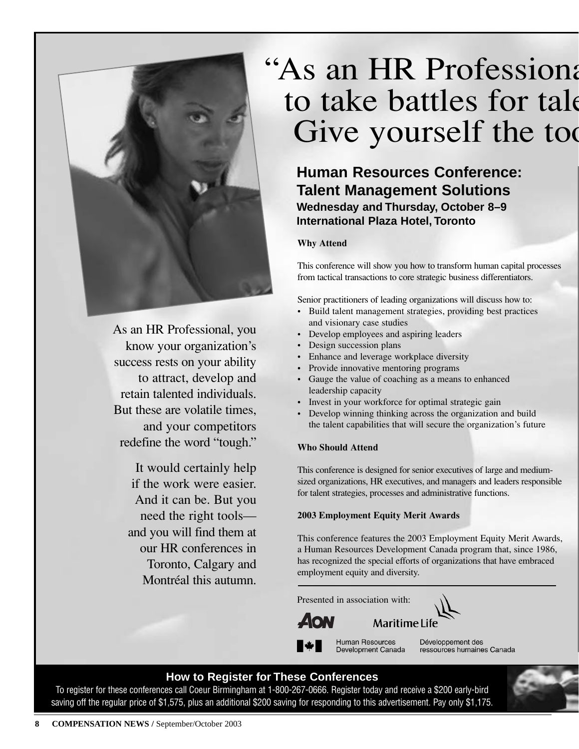# "As an HR Professiona to take battles for tale Give yourself the too

## Human Resources Conference: Talent Management Solutions

**Wednesday and Thursday, October 8–9**
**International Plaza Hotel, Toronto**

As an HR Professional, you know your organization's success rests on your ability to attract, develop and retain talented individuals. But these are volatile times, and your competitors redefine the word "tough."

It would certainly help if the work were easier. And it can be. But you need the right tools—and you will find them at our HR conferences in Toronto, Calgary and Montréal this autumn.

**Why Attend**

This conference will show you how to transform human capital processes from tactical transactions to core strategic business differentiators.

Senior practitioners of leading organizations will discuss how to:

- Build talent management strategies, providing best practices and visionary case studies
- Develop employees and aspiring leaders
- Design succession plans
- Enhance and leverage workplace diversity
- Provide innovative mentoring programs
- Gauge the value of coaching as a means to enhanced leadership capacity
- Invest in your workforce for optimal strategic gain
- Develop winning thinking across the organization and build the talent capabilities that will secure the organization's future

**Who Should Attend**

This conference is designed for senior executives of large and medium-sized organizations, HR executives, and managers and leaders responsible for talent strategies, processes and administrative functions.

**2003 Employment Equity Merit Awards**

This conference features the 2003 Employment Equity Merit Awards, a Human Resources Development Canada program that, since 1986, has recognized the special efforts of organizations that have embraced employment equity and diversity.

Presented in association with:

AON Maritime Life

Human Resources Development Canada / Développement des ressources humaines Canada

**How to Register for These Conferences**

To register for these conferences call Coeur Birmingham at 1-800-267-0666. Register today and receive a $200 early-bird saving off the regular price of $1,575, plus an additional $200 saving for responding to this advertisement. Pay only $1,175.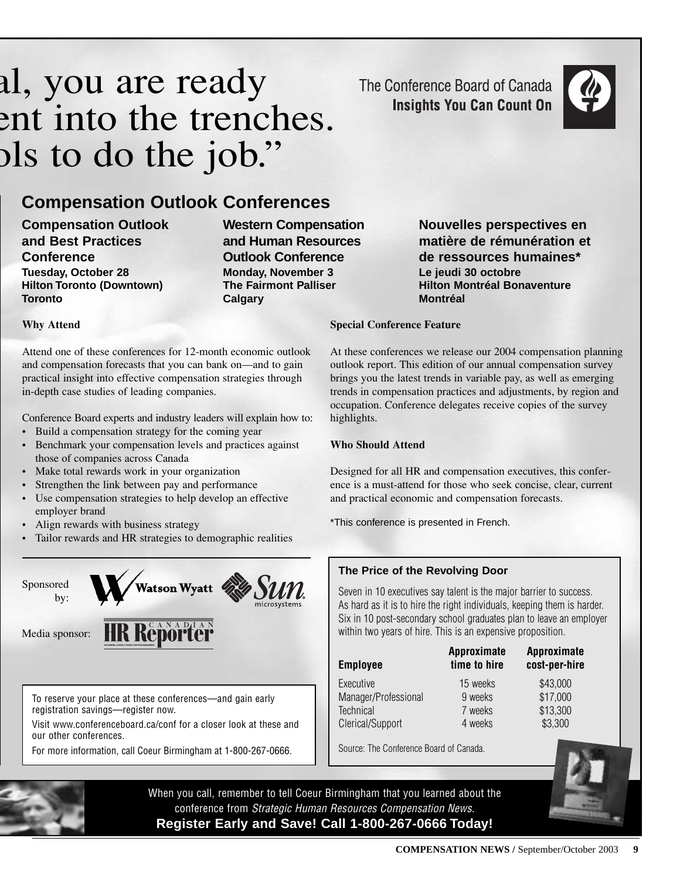al, you are ready
ent into the trenches.
ols to do the job."

The Conference Board of Canada
**Insights You Can Count On**

## Compensation Outlook Conferences

**Compensation Outlook and Best Practices Conference**
**Tuesday, October 28**
**Hilton Toronto (Downtown)**
**Toronto**

**Western Compensation and Human Resources Outlook Conference**
**Monday, November 3**
**The Fairmont Palliser**
**Calgary**

**Nouvelles perspectives en matière de rémunération et de ressources humaines\***
**Le jeudi 30 octobre**
**Hilton Montréal Bonaventure**
**Montréal**

**Why Attend**

Attend one of these conferences for 12-month economic outlook and compensation forecasts that you can bank on—and to gain practical insight into effective compensation strategies through in-depth case studies of leading companies.

Conference Board experts and industry leaders will explain how to:

- Build a compensation strategy for the coming year
- Benchmark your compensation levels and practices against those of companies across Canada
- Make total rewards work in your organization
- Strengthen the link between pay and performance
- Use compensation strategies to help develop an effective employer brand
- Align rewards with business strategy
- Tailor rewards and HR strategies to demographic realities

**Special Conference Feature**

At these conferences we release our 2004 compensation planning outlook report. This edition of our annual compensation survey brings you the latest trends in variable pay, as well as emerging trends in compensation practices and adjustments, by region and occupation. Conference delegates receive copies of the survey highlights.

**Who Should Attend**

Designed for all HR and compensation executives, this conference is a must-attend for those who seek concise, clear, current and practical economic and compensation forecasts.

\*This conference is presented in French.

Sponsored by: Watson Wyatt, Sun microsystems

Media sponsor: Canadian HR Reporter

To reserve your place at these conferences—and gain early registration savings—register now.

Visit www.conferenceboard.ca/conf for a closer look at these and our other conferences.

For more information, call Coeur Birmingham at 1-800-267-0666.

**The Price of the Revolving Door**

Seven in 10 executives say talent is the major barrier to success. As hard as it is to hire the right individuals, keeping them is harder. Six in 10 post-secondary school graduates plan to leave an employer within two years of hire. This is an expensive proposition.

| Employee | Approximate time to hire | Approximate cost-per-hire |
|---|---|---|
| Executive | 15 weeks | $43,000 |
| Manager/Professional | 9 weeks | $17,000 |
| Technical | 7 weeks | $13,300 |
| Clerical/Support | 4 weeks | $3,300 |

Source: The Conference Board of Canada.

When you call, remember to tell Coeur Birmingham that you learned about the conference from *Strategic Human Resources Compensation News*.

**Register Early and Save! Call 1-800-267-0666 Today!**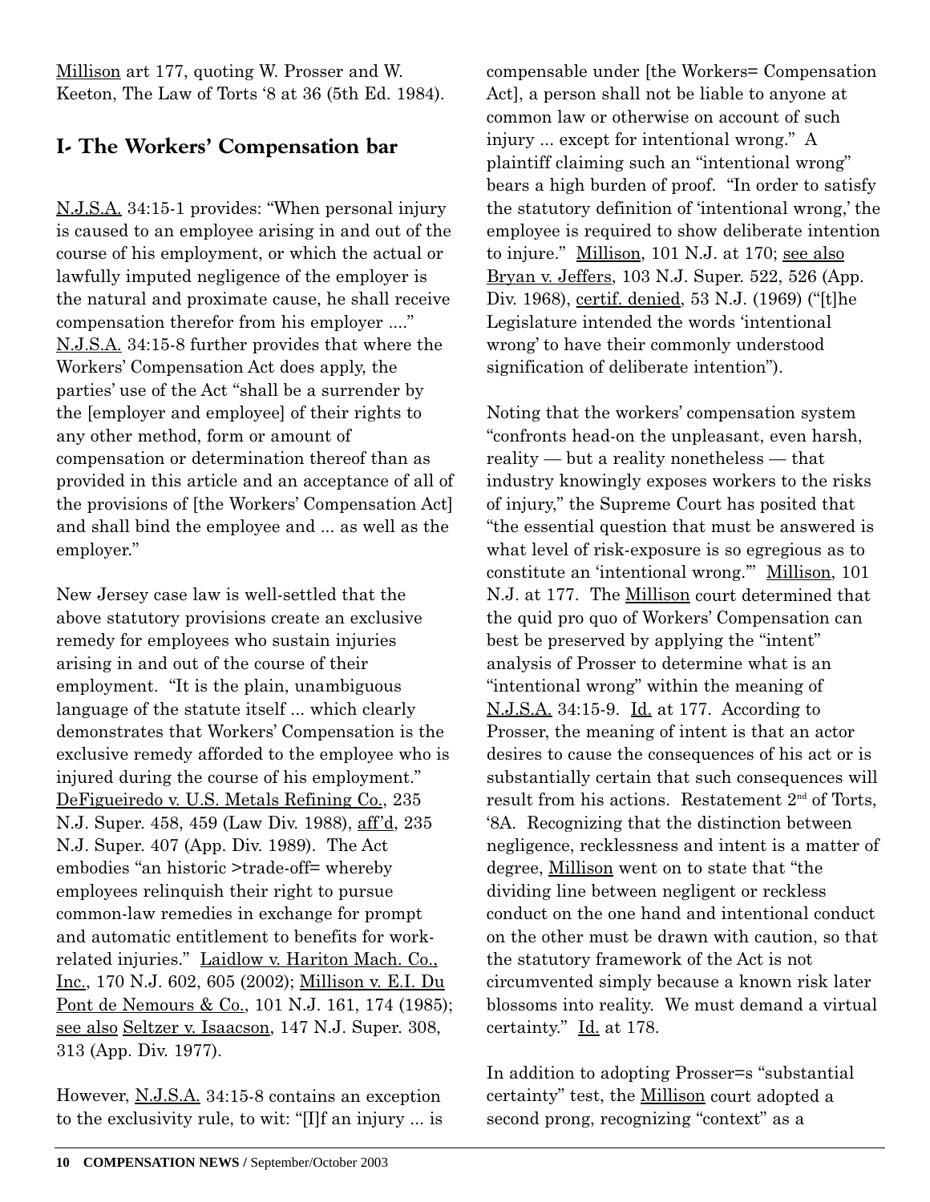Millison art 177, quoting W. Prosser and W. Keeton, The Law of Torts '8 at 36 (5th Ed. 1984).

## I- The Workers' Compensation bar

N.J.S.A. 34:15-1 provides: "When personal injury is caused to an employee arising in and out of the course of his employment, or which the actual or lawfully imputed negligence of the employer is the natural and proximate cause, he shall receive compensation therefor from his employer ...." N.J.S.A. 34:15-8 further provides that where the Workers' Compensation Act does apply, the parties' use of the Act "shall be a surrender by the [employer and employee] of their rights to any other method, form or amount of compensation or determination thereof than as provided in this article and an acceptance of all of the provisions of [the Workers' Compensation Act] and shall bind the employee and ... as well as the employer."

New Jersey case law is well-settled that the above statutory provisions create an exclusive remedy for employees who sustain injuries arising in and out of the course of their employment. "It is the plain, unambiguous language of the statute itself ... which clearly demonstrates that Workers' Compensation is the exclusive remedy afforded to the employee who is injured during the course of his employment." DeFigueiredo v. U.S. Metals Refining Co., 235 N.J. Super. 458, 459 (Law Div. 1988), aff'd, 235 N.J. Super. 407 (App. Div. 1989). The Act embodies "an historic >trade-off= whereby employees relinquish their right to pursue common-law remedies in exchange for prompt and automatic entitlement to benefits for work-related injuries." Laidlow v. Hariton Mach. Co., Inc., 170 N.J. 602, 605 (2002); Millison v. E.I. Du Pont de Nemours & Co., 101 N.J. 161, 174 (1985); see also Seltzer v. Isaacson, 147 N.J. Super. 308, 313 (App. Div. 1977).

However, N.J.S.A. 34:15-8 contains an exception to the exclusivity rule, to wit: "[I]f an injury ... is compensable under [the Workers= Compensation Act], a person shall not be liable to anyone at common law or otherwise on account of such injury ... except for intentional wrong." A plaintiff claiming such an "intentional wrong" bears a high burden of proof. "In order to satisfy the statutory definition of 'intentional wrong,' the employee is required to show deliberate intention to injure." Millison, 101 N.J. at 170; see also Bryan v. Jeffers, 103 N.J. Super. 522, 526 (App. Div. 1968), certif. denied, 53 N.J. (1969) ("[t]he Legislature intended the words 'intentional wrong' to have their commonly understood signification of deliberate intention").

Noting that the workers' compensation system "confronts head-on the unpleasant, even harsh, reality — but a reality nonetheless — that industry knowingly exposes workers to the risks of injury," the Supreme Court has posited that "the essential question that must be answered is what level of risk-exposure is so egregious as to constitute an 'intentional wrong.'" Millison, 101 N.J. at 177. The Millison court determined that the quid pro quo of Workers' Compensation can best be preserved by applying the "intent" analysis of Prosser to determine what is an "intentional wrong" within the meaning of N.J.S.A. 34:15-9. Id. at 177. According to Prosser, the meaning of intent is that an actor desires to cause the consequences of his act or is substantially certain that such consequences will result from his actions. Restatement 2nd of Torts, '8A. Recognizing that the distinction between negligence, recklessness and intent is a matter of degree, Millison went on to state that "the dividing line between negligent or reckless conduct on the one hand and intentional conduct on the other must be drawn with caution, so that the statutory framework of the Act is not circumvented simply because a known risk later blossoms into reality. We must demand a virtual certainty." Id. at 178.

In addition to adopting Prosser=s "substantial certainty" test, the Millison court adopted a second prong, recognizing "context" as a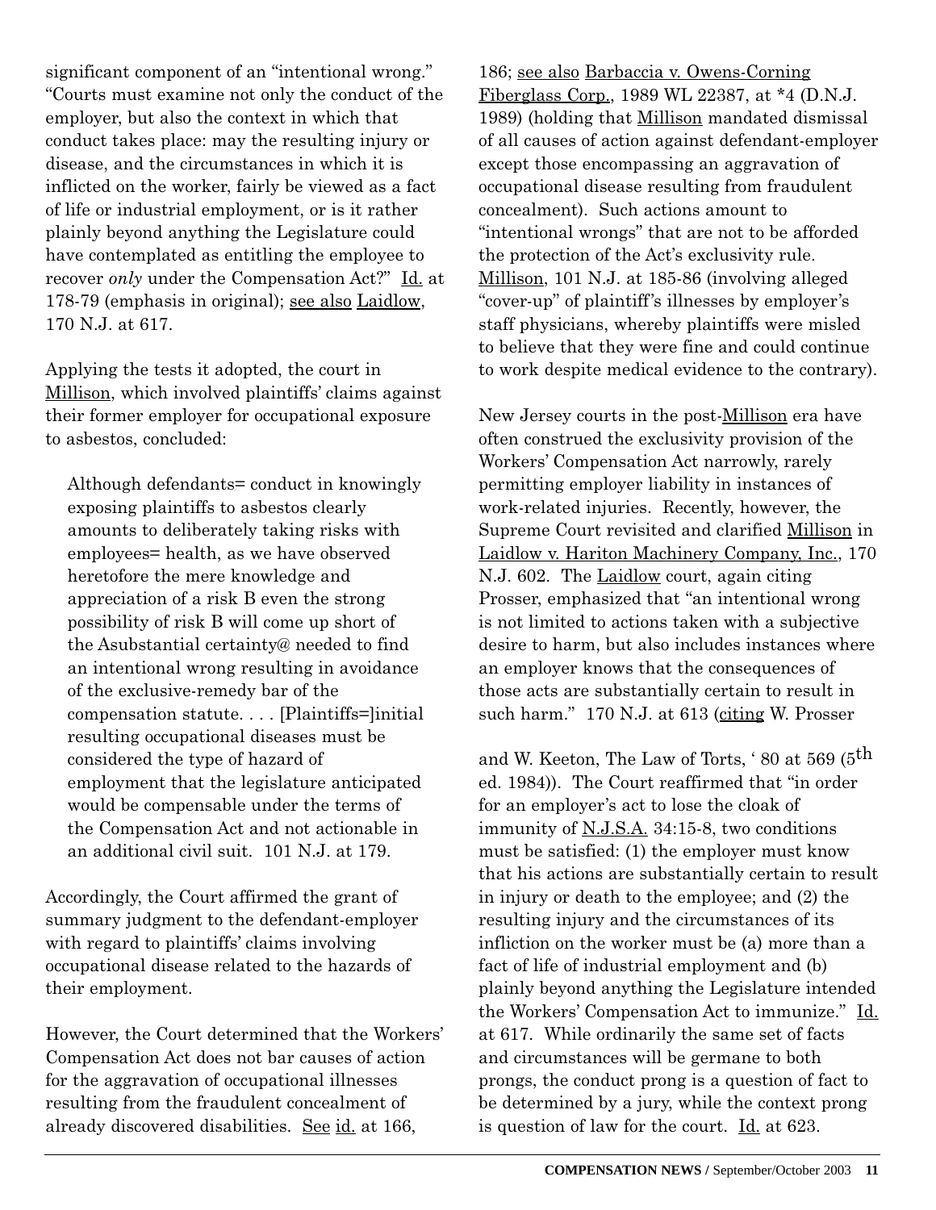significant component of an "intentional wrong." "Courts must examine not only the conduct of the employer, but also the context in which that conduct takes place: may the resulting injury or disease, and the circumstances in which it is inflicted on the worker, fairly be viewed as a fact of life or industrial employment, or is it rather plainly beyond anything the Legislature could have contemplated as entitling the employee to recover *only* under the Compensation Act?" Id. at 178-79 (emphasis in original); see also Laidlow, 170 N.J. at 617.

Applying the tests it adopted, the court in Millison, which involved plaintiffs' claims against their former employer for occupational exposure to asbestos, concluded:

> Although defendants= conduct in knowingly exposing plaintiffs to asbestos clearly amounts to deliberately taking risks with employees= health, as we have observed heretofore the mere knowledge and appreciation of a risk B even the strong possibility of risk B will come up short of the Asubstantial certainty@ needed to find an intentional wrong resulting in avoidance of the exclusive-remedy bar of the compensation statute. . . . [Plaintiffs=]initial resulting occupational diseases must be considered the type of hazard of employment that the legislature anticipated would be compensable under the terms of the Compensation Act and not actionable in an additional civil suit. 101 N.J. at 179.

Accordingly, the Court affirmed the grant of summary judgment to the defendant-employer with regard to plaintiffs' claims involving occupational disease related to the hazards of their employment.

However, the Court determined that the Workers' Compensation Act does not bar causes of action for the aggravation of occupational illnesses resulting from the fraudulent concealment of already discovered disabilities. See id. at 166, 186; see also Barbaccia v. Owens-Corning Fiberglass Corp., 1989 WL 22387, at *4 (D.N.J. 1989) (holding that Millison mandated dismissal of all causes of action against defendant-employer except those encompassing an aggravation of occupational disease resulting from fraudulent concealment). Such actions amount to "intentional wrongs" that are not to be afforded the protection of the Act's exclusivity rule. Millison, 101 N.J. at 185-86 (involving alleged "cover-up" of plaintiff's illnesses by employer's staff physicians, whereby plaintiffs were misled to believe that they were fine and could continue to work despite medical evidence to the contrary).

New Jersey courts in the post-Millison era have often construed the exclusivity provision of the Workers' Compensation Act narrowly, rarely permitting employer liability in instances of work-related injuries. Recently, however, the Supreme Court revisited and clarified Millison in Laidlow v. Hariton Machinery Company, Inc., 170 N.J. 602. The Laidlow court, again citing Prosser, emphasized that "an intentional wrong is not limited to actions taken with a subjective desire to harm, but also includes instances where an employer knows that the consequences of those acts are substantially certain to result in such harm." 170 N.J. at 613 (citing W. Prosser and W. Keeton, The Law of Torts, ' 80 at 569 (5th ed. 1984)). The Court reaffirmed that "in order for an employer's act to lose the cloak of immunity of N.J.S.A. 34:15-8, two conditions must be satisfied: (1) the employer must know that his actions are substantially certain to result in injury or death to the employee; and (2) the resulting injury and the circumstances of its infliction on the worker must be (a) more than a fact of life of industrial employment and (b) plainly beyond anything the Legislature intended the Workers' Compensation Act to immunize." Id. at 617. While ordinarily the same set of facts and circumstances will be germane to both prongs, the conduct prong is a question of fact to be determined by a jury, while the context prong is question of law for the court. Id. at 623.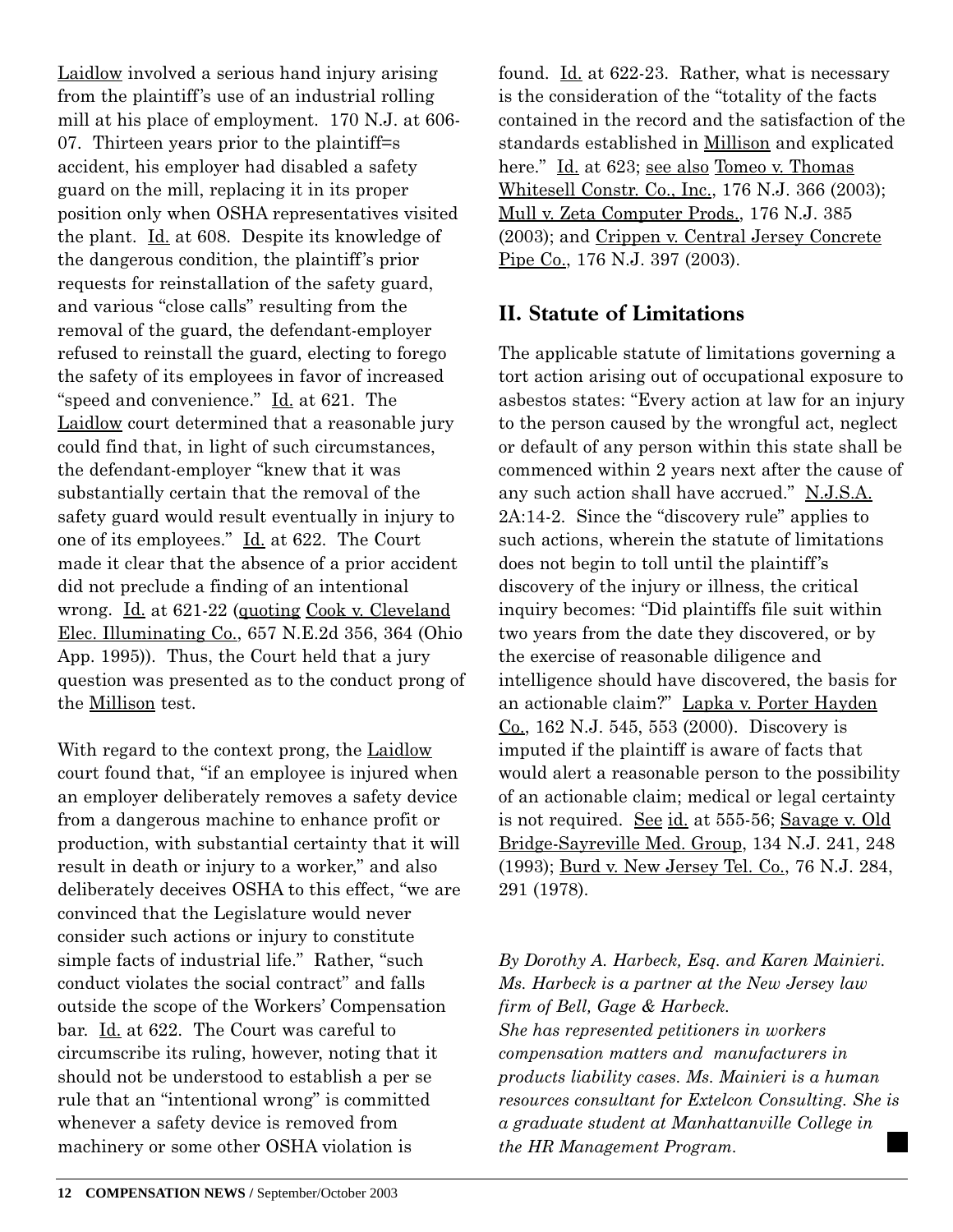Laidlow involved a serious hand injury arising from the plaintiff's use of an industrial rolling mill at his place of employment. 170 N.J. at 606-07. Thirteen years prior to the plaintiff=s accident, his employer had disabled a safety guard on the mill, replacing it in its proper position only when OSHA representatives visited the plant. Id. at 608. Despite its knowledge of the dangerous condition, the plaintiff's prior requests for reinstallation of the safety guard, and various "close calls" resulting from the removal of the guard, the defendant-employer refused to reinstall the guard, electing to forego the safety of its employees in favor of increased "speed and convenience." Id. at 621. The Laidlow court determined that a reasonable jury could find that, in light of such circumstances, the defendant-employer "knew that it was substantially certain that the removal of the safety guard would result eventually in injury to one of its employees." Id. at 622. The Court made it clear that the absence of a prior accident did not preclude a finding of an intentional wrong. Id. at 621-22 (quoting Cook v. Cleveland Elec. Illuminating Co., 657 N.E.2d 356, 364 (Ohio App. 1995)). Thus, the Court held that a jury question was presented as to the conduct prong of the Millison test.

With regard to the context prong, the Laidlow court found that, "if an employee is injured when an employer deliberately removes a safety device from a dangerous machine to enhance profit or production, with substantial certainty that it will result in death or injury to a worker," and also deliberately deceives OSHA to this effect, "we are convinced that the Legislature would never consider such actions or injury to constitute simple facts of industrial life." Rather, "such conduct violates the social contract" and falls outside the scope of the Workers' Compensation bar. Id. at 622. The Court was careful to circumscribe its ruling, however, noting that it should not be understood to establish a per se rule that an "intentional wrong" is committed whenever a safety device is removed from machinery or some other OSHA violation is found. Id. at 622-23. Rather, what is necessary is the consideration of the "totality of the facts contained in the record and the satisfaction of the standards established in Millison and explicated here." Id. at 623; see also Tomeo v. Thomas Whitesell Constr. Co., Inc., 176 N.J. 366 (2003); Mull v. Zeta Computer Prods., 176 N.J. 385 (2003); and Crippen v. Central Jersey Concrete Pipe Co., 176 N.J. 397 (2003).

## II. Statute of Limitations

The applicable statute of limitations governing a tort action arising out of occupational exposure to asbestos states: "Every action at law for an injury to the person caused by the wrongful act, neglect or default of any person within this state shall be commenced within 2 years next after the cause of any such action shall have accrued." N.J.S.A. 2A:14-2. Since the "discovery rule" applies to such actions, wherein the statute of limitations does not begin to toll until the plaintiff's discovery of the injury or illness, the critical inquiry becomes: "Did plaintiffs file suit within two years from the date they discovered, or by the exercise of reasonable diligence and intelligence should have discovered, the basis for an actionable claim?" Lapka v. Porter Hayden Co., 162 N.J. 545, 553 (2000). Discovery is imputed if the plaintiff is aware of facts that would alert a reasonable person to the possibility of an actionable claim; medical or legal certainty is not required. See id. at 555-56; Savage v. Old Bridge-Sayreville Med. Group, 134 N.J. 241, 248 (1993); Burd v. New Jersey Tel. Co., 76 N.J. 284, 291 (1978).

*By Dorothy A. Harbeck, Esq. and Karen Mainieri. Ms. Harbeck is a partner at the New Jersey law firm of Bell, Gage & Harbeck. She has represented petitioners in workers compensation matters and manufacturers in products liability cases. Ms. Mainieri is a human resources consultant for Extelcon Consulting. She is a graduate student at Manhattanville College in the HR Management Program.*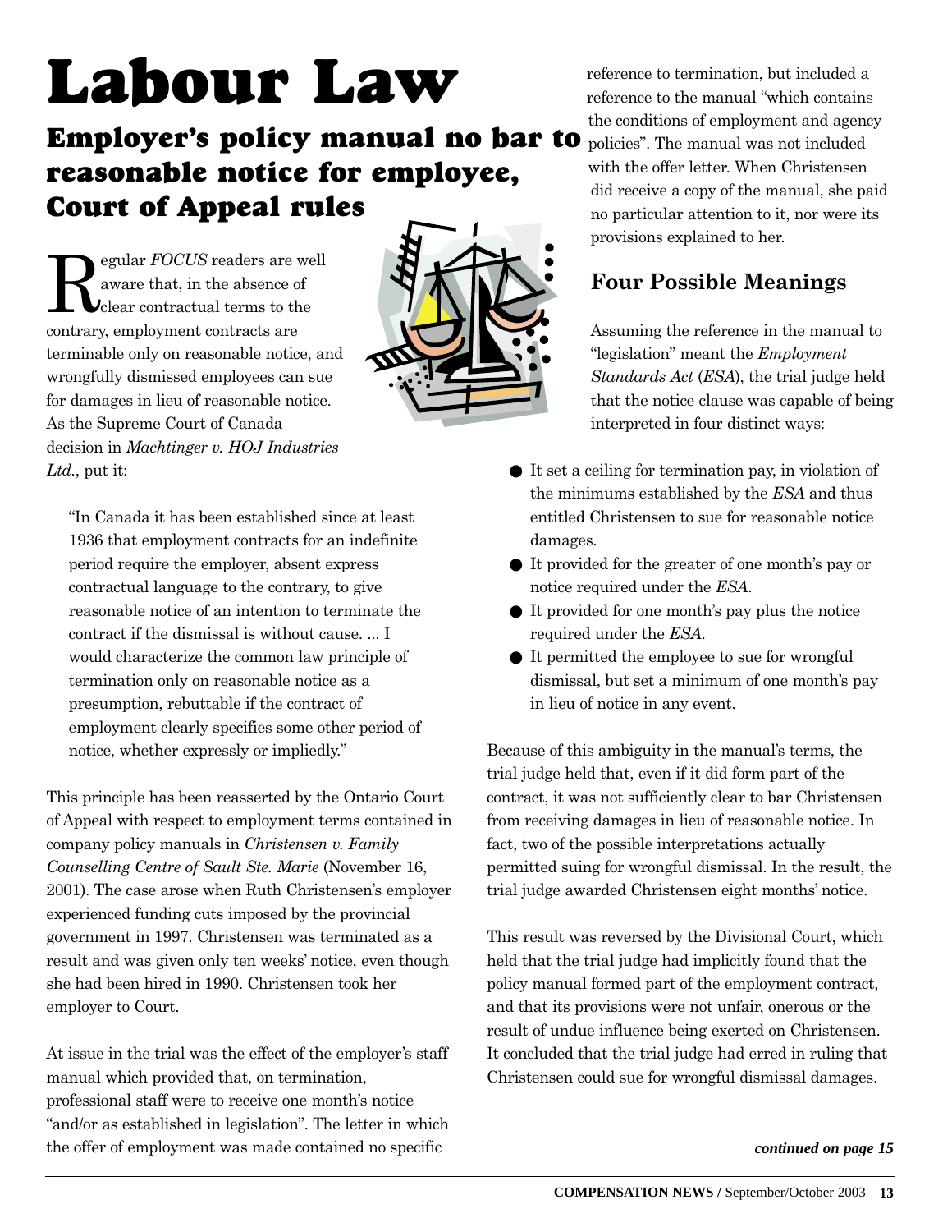# Labour Law

## Employer's policy manual no bar to reasonable notice for employee, Court of Appeal rules

Regular *FOCUS* readers are well aware that, in the absence of clear contractual terms to the contrary, employment contracts are terminable only on reasonable notice, and wrongfully dismissed employees can sue for damages in lieu of reasonable notice. As the Supreme Court of Canada decision in *Machtinger v. HOJ Industries Ltd.*, put it:

> "In Canada it has been established since at least 1936 that employment contracts for an indefinite period require the employer, absent express contractual language to the contrary, to give reasonable notice of an intention to terminate the contract if the dismissal is without cause. ... I would characterize the common law principle of termination only on reasonable notice as a presumption, rebuttable if the contract of employment clearly specifies some other period of notice, whether expressly or impliedly."

This principle has been reasserted by the Ontario Court of Appeal with respect to employment terms contained in company policy manuals in *Christensen v. Family Counselling Centre of Sault Ste. Marie* (November 16, 2001). The case arose when Ruth Christensen's employer experienced funding cuts imposed by the provincial government in 1997. Christensen was terminated as a result and was given only ten weeks' notice, even though she had been hired in 1990. Christensen took her employer to Court.

At issue in the trial was the effect of the employer's staff manual which provided that, on termination, professional staff were to receive one month's notice "and/or as established in legislation". The letter in which the offer of employment was made contained no specific reference to termination, but included a reference to the manual "which contains the conditions of employment and agency policies". The manual was not included with the offer letter. When Christensen did receive a copy of the manual, she paid no particular attention to it, nor were its provisions explained to her.

### Four Possible Meanings

Assuming the reference in the manual to "legislation" meant the *Employment Standards Act* (*ESA*), the trial judge held that the notice clause was capable of being interpreted in four distinct ways:

- It set a ceiling for termination pay, in violation of the minimums established by the *ESA* and thus entitled Christensen to sue for reasonable notice damages.
- It provided for the greater of one month's pay or notice required under the *ESA*.
- It provided for one month's pay plus the notice required under the *ESA*.
- It permitted the employee to sue for wrongful dismissal, but set a minimum of one month's pay in lieu of notice in any event.

Because of this ambiguity in the manual's terms, the trial judge held that, even if it did form part of the contract, it was not sufficiently clear to bar Christensen from receiving damages in lieu of reasonable notice. In fact, two of the possible interpretations actually permitted suing for wrongful dismissal. In the result, the trial judge awarded Christensen eight months' notice.

This result was reversed by the Divisional Court, which held that the trial judge had implicitly found that the policy manual formed part of the employment contract, and that its provisions were not unfair, onerous or the result of undue influence being exerted on Christensen. It concluded that the trial judge had erred in ruling that Christensen could sue for wrongful dismissal damages.

***continued on page 15***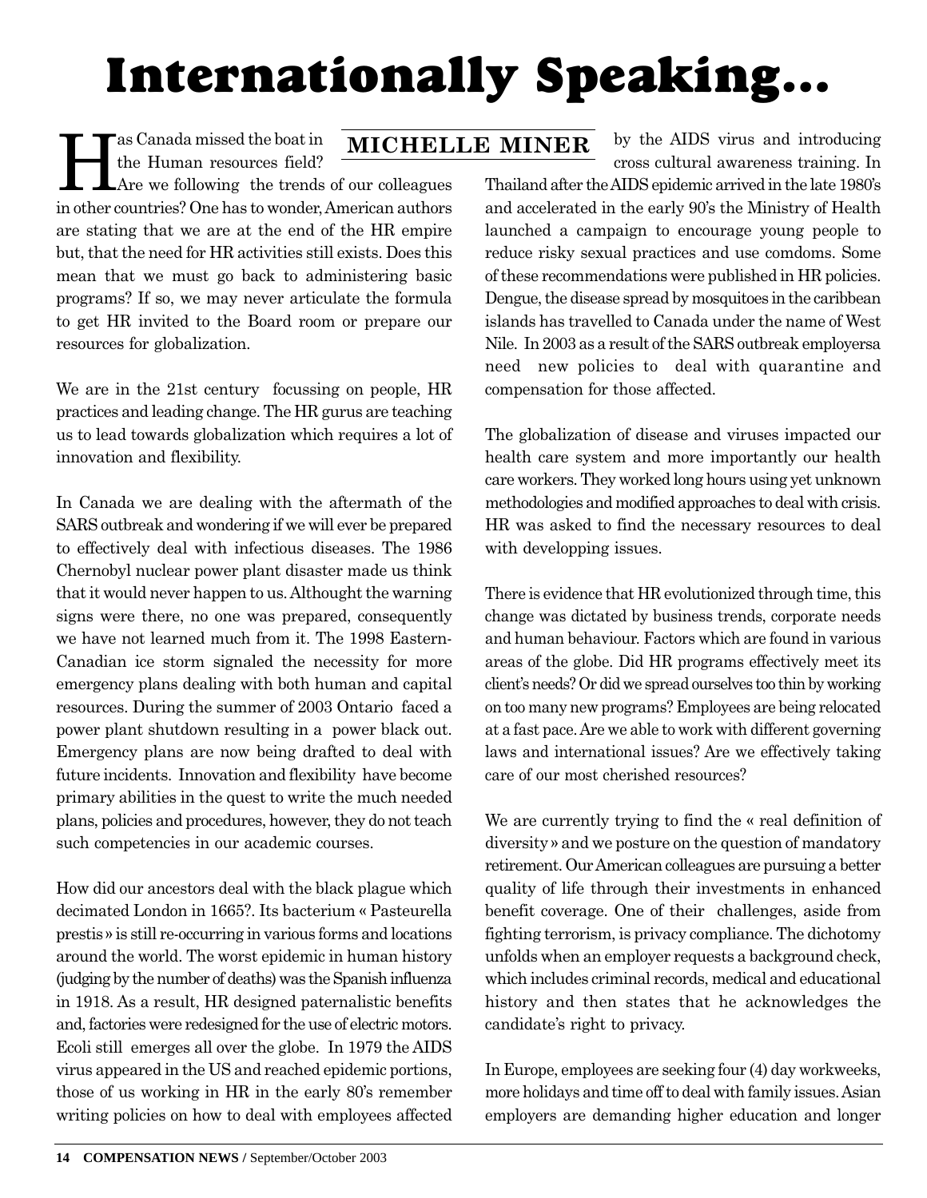# Internationally Speaking...

**MICHELLE MINER**

Has Canada missed the boat in the Human resources field? Are we following the trends of our colleagues in other countries? One has to wonder, American authors are stating that we are at the end of the HR empire but, that the need for HR activities still exists. Does this mean that we must go back to administering basic programs? If so, we may never articulate the formula to get HR invited to the Board room or prepare our resources for globalization.

We are in the 21st century focussing on people, HR practices and leading change. The HR gurus are teaching us to lead towards globalization which requires a lot of innovation and flexibility.

In Canada we are dealing with the aftermath of the SARS outbreak and wondering if we will ever be prepared to effectively deal with infectious diseases. The 1986 Chernobyl nuclear power plant disaster made us think that it would never happen to us. Althought the warning signs were there, no one was prepared, consequently we have not learned much from it. The 1998 Eastern-Canadian ice storm signaled the necessity for more emergency plans dealing with both human and capital resources. During the summer of 2003 Ontario faced a power plant shutdown resulting in a power black out. Emergency plans are now being drafted to deal with future incidents. Innovation and flexibility have become primary abilities in the quest to write the much needed plans, policies and procedures, however, they do not teach such competencies in our academic courses.

How did our ancestors deal with the black plague which decimated London in 1665?. Its bacterium « Pasteurella prestis » is still re-occurring in various forms and locations around the world. The worst epidemic in human history (judging by the number of deaths) was the Spanish influenza in 1918. As a result, HR designed paternalistic benefits and, factories were redesigned for the use of electric motors. Ecoli still emerges all over the globe. In 1979 the AIDS virus appeared in the US and reached epidemic portions, those of us working in HR in the early 80's remember writing policies on how to deal with employees affected by the AIDS virus and introducing cross cultural awareness training. In Thailand after the AIDS epidemic arrived in the late 1980's and accelerated in the early 90's the Ministry of Health launched a campaign to encourage young people to reduce risky sexual practices and use comdoms. Some of these recommendations were published in HR policies. Dengue, the disease spread by mosquitoes in the caribbean islands has travelled to Canada under the name of West Nile. In 2003 as a result of the SARS outbreak employersa need new policies to deal with quarantine and compensation for those affected.

The globalization of disease and viruses impacted our health care system and more importantly our health care workers. They worked long hours using yet unknown methodologies and modified approaches to deal with crisis. HR was asked to find the necessary resources to deal with developping issues.

There is evidence that HR evolutionized through time, this change was dictated by business trends, corporate needs and human behaviour. Factors which are found in various areas of the globe. Did HR programs effectively meet its client's needs? Or did we spread ourselves too thin by working on too many new programs? Employees are being relocated at a fast pace. Are we able to work with different governing laws and international issues? Are we effectively taking care of our most cherished resources?

We are currently trying to find the « real definition of diversity » and we posture on the question of mandatory retirement. Our American colleagues are pursuing a better quality of life through their investments in enhanced benefit coverage. One of their challenges, aside from fighting terrorism, is privacy compliance. The dichotomy unfolds when an employer requests a background check, which includes criminal records, medical and educational history and then states that he acknowledges the candidate's right to privacy.

In Europe, employees are seeking four (4) day workweeks, more holidays and time off to deal with family issues. Asian employers are demanding higher education and longer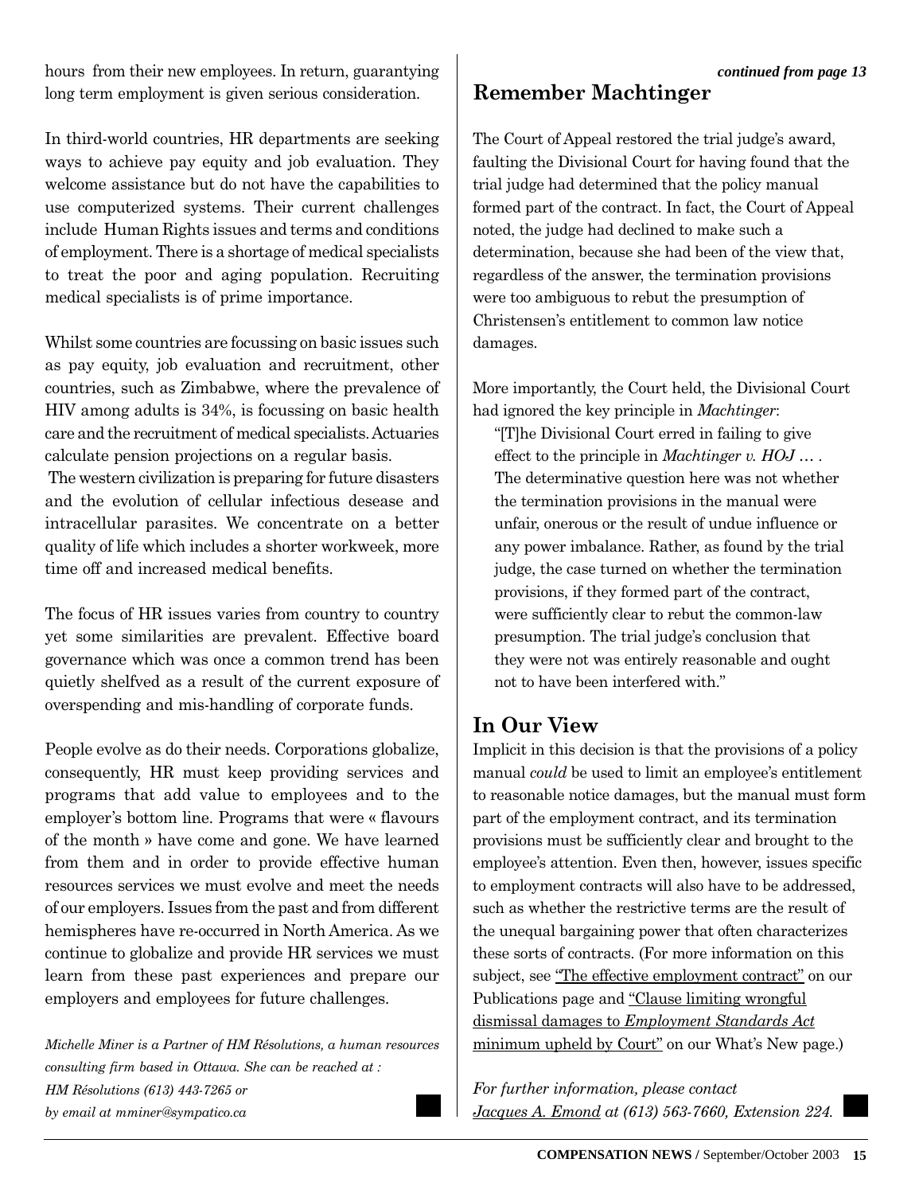hours from their new employees. In return, guarantying long term employment is given serious consideration.

In third-world countries, HR departments are seeking ways to achieve pay equity and job evaluation. They welcome assistance but do not have the capabilities to use computerized systems. Their current challenges include Human Rights issues and terms and conditions of employment. There is a shortage of medical specialists to treat the poor and aging population. Recruiting medical specialists is of prime importance.

Whilst some countries are focussing on basic issues such as pay equity, job evaluation and recruitment, other countries, such as Zimbabwe, where the prevalence of HIV among adults is 34%, is focussing on basic health care and the recruitment of medical specialists. Actuaries calculate pension projections on a regular basis.
The western civilization is preparing for future disasters and the evolution of cellular infectious desease and intracellular parasites. We concentrate on a better quality of life which includes a shorter workweek, more time off and increased medical benefits.

The focus of HR issues varies from country to country yet some similarities are prevalent. Effective board governance which was once a common trend has been quietly shelfved as a result of the current exposure of overspending and mis-handling of corporate funds.

People evolve as do their needs. Corporations globalize, consequently, HR must keep providing services and programs that add value to employees and to the employer's bottom line. Programs that were « flavours of the month » have come and gone. We have learned from them and in order to provide effective human resources services we must evolve and meet the needs of our employers. Issues from the past and from different hemispheres have re-occurred in North America. As we continue to globalize and provide HR services we must learn from these past experiences and prepare our employers and employees for future challenges.

*Michelle Miner is a Partner of HM Résolutions, a human resources consulting firm based in Ottawa. She can be reached at : HM Résolutions (613) 443-7265 or by email at mminer@sympatico.ca*

***continued from page 13***

## Remember Machtinger

The Court of Appeal restored the trial judge's award, faulting the Divisional Court for having found that the trial judge had determined that the policy manual formed part of the contract. In fact, the Court of Appeal noted, the judge had declined to make such a determination, because she had been of the view that, regardless of the answer, the termination provisions were too ambiguous to rebut the presumption of Christensen's entitlement to common law notice damages.

More importantly, the Court held, the Divisional Court had ignored the key principle in *Machtinger*:

> "[T]he Divisional Court erred in failing to give effect to the principle in *Machtinger v. HOJ* … . The determinative question here was not whether the termination provisions in the manual were unfair, onerous or the result of undue influence or any power imbalance. Rather, as found by the trial judge, the case turned on whether the termination provisions, if they formed part of the contract, were sufficiently clear to rebut the common-law presumption. The trial judge's conclusion that they were not was entirely reasonable and ought not to have been interfered with."

## In Our View

Implicit in this decision is that the provisions of a policy manual *could* be used to limit an employee's entitlement to reasonable notice damages, but the manual must form part of the employment contract, and its termination provisions must be sufficiently clear and brought to the employee's attention. Even then, however, issues specific to employment contracts will also have to be addressed, such as whether the restrictive terms are the result of the unequal bargaining power that often characterizes these sorts of contracts. (For more information on this subject, see "The effective employment contract" on our Publications page and "Clause limiting wrongful dismissal damages to *Employment Standards Act* minimum upheld by Court" on our What's New page.)

*For further information, please contact Jacques A. Emond at (613) 563-7660, Extension 224.*